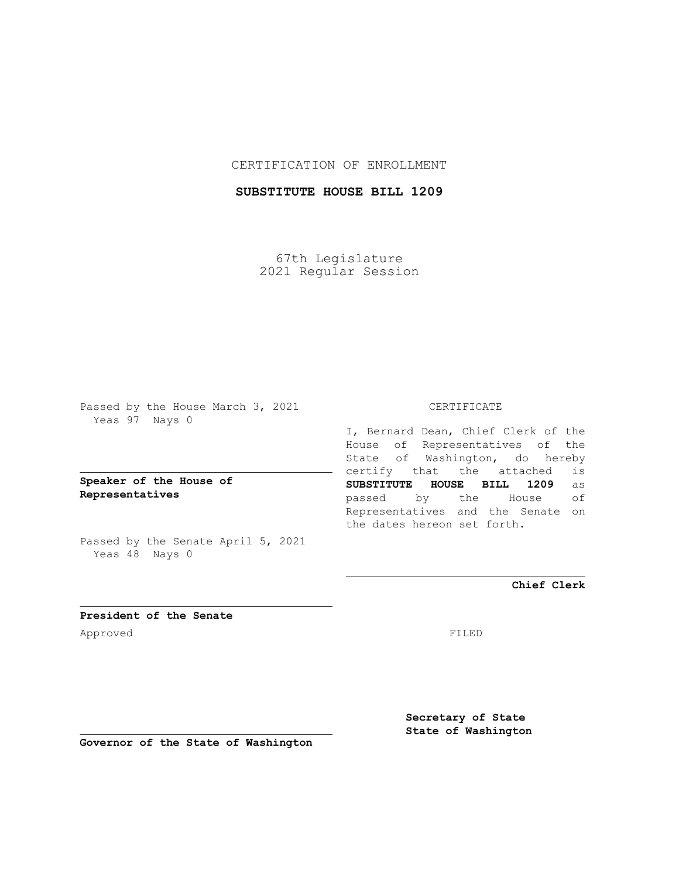CERTIFICATION OF ENROLLMENT

**SUBSTITUTE HOUSE BILL 1209**

67th Legislature
2021 Regular Session

Passed by the House March 3, 2021
Yeas 97 Nays 0

**Speaker of the House of Representatives**

Passed by the Senate April 5, 2021
Yeas 48 Nays 0

**President of the Senate**

Approved

**Governor of the State of Washington**

CERTIFICATE

I, Bernard Dean, Chief Clerk of the House of Representatives of the State of Washington, do hereby certify that the attached is **SUBSTITUTE HOUSE BILL 1209** as passed by the House of Representatives and the Senate on the dates hereon set forth.

**Chief Clerk**

FILED

**Secretary of State**
**State of Washington**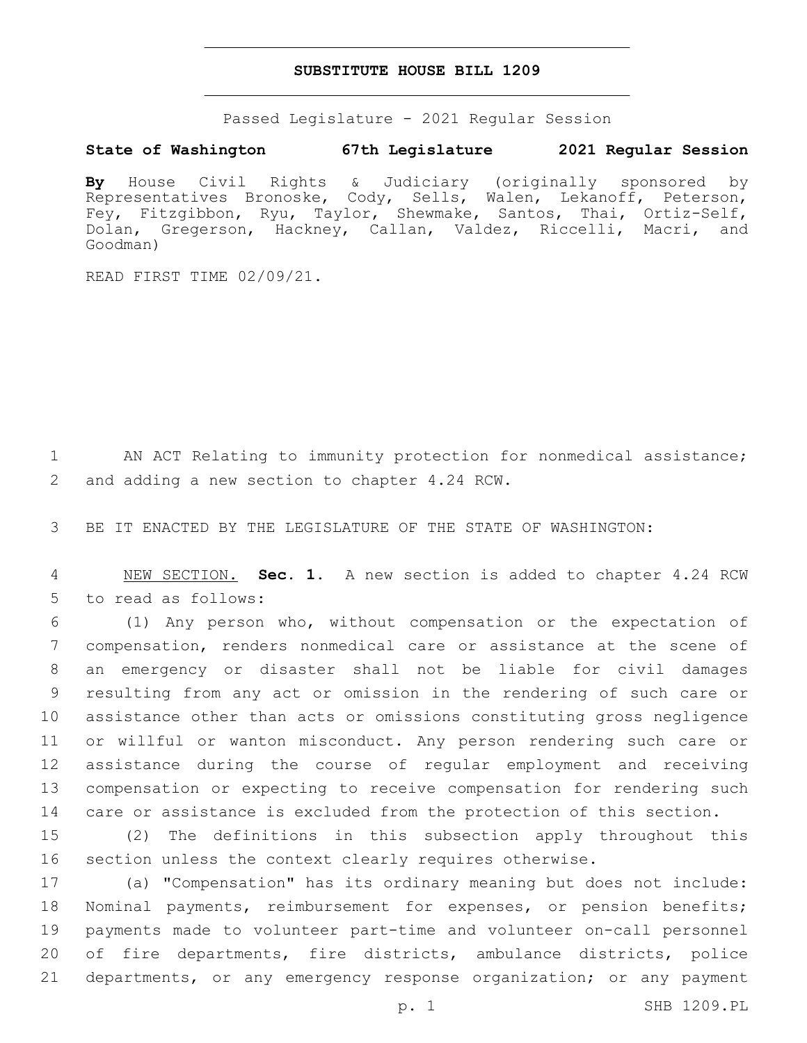# SUBSTITUTE HOUSE BILL 1209

Passed Legislature - 2021 Regular Session

**State of Washington 67th Legislature 2021 Regular Session**

**By** House Civil Rights & Judiciary (originally sponsored by Representatives Bronoske, Cody, Sells, Walen, Lekanoff, Peterson, Fey, Fitzgibbon, Ryu, Taylor, Shewmake, Santos, Thai, Ortiz-Self, Dolan, Gregerson, Hackney, Callan, Valdez, Riccelli, Macri, and Goodman)

READ FIRST TIME 02/09/21.

1 AN ACT Relating to immunity protection for nonmedical assistance;
2 and adding a new section to chapter 4.24 RCW.

3 BE IT ENACTED BY THE LEGISLATURE OF THE STATE OF WASHINGTON:

4 NEW SECTION. **Sec. 1.** A new section is added to chapter 4.24 RCW
5 to read as follows:

6 (1) Any person who, without compensation or the expectation of
7 compensation, renders nonmedical care or assistance at the scene of
8 an emergency or disaster shall not be liable for civil damages
9 resulting from any act or omission in the rendering of such care or
10 assistance other than acts or omissions constituting gross negligence
11 or willful or wanton misconduct. Any person rendering such care or
12 assistance during the course of regular employment and receiving
13 compensation or expecting to receive compensation for rendering such
14 care or assistance is excluded from the protection of this section.

15 (2) The definitions in this subsection apply throughout this
16 section unless the context clearly requires otherwise.

17 (a) "Compensation" has its ordinary meaning but does not include:
18 Nominal payments, reimbursement for expenses, or pension benefits;
19 payments made to volunteer part-time and volunteer on-call personnel
20 of fire departments, fire districts, ambulance districts, police
21 departments, or any emergency response organization; or any payment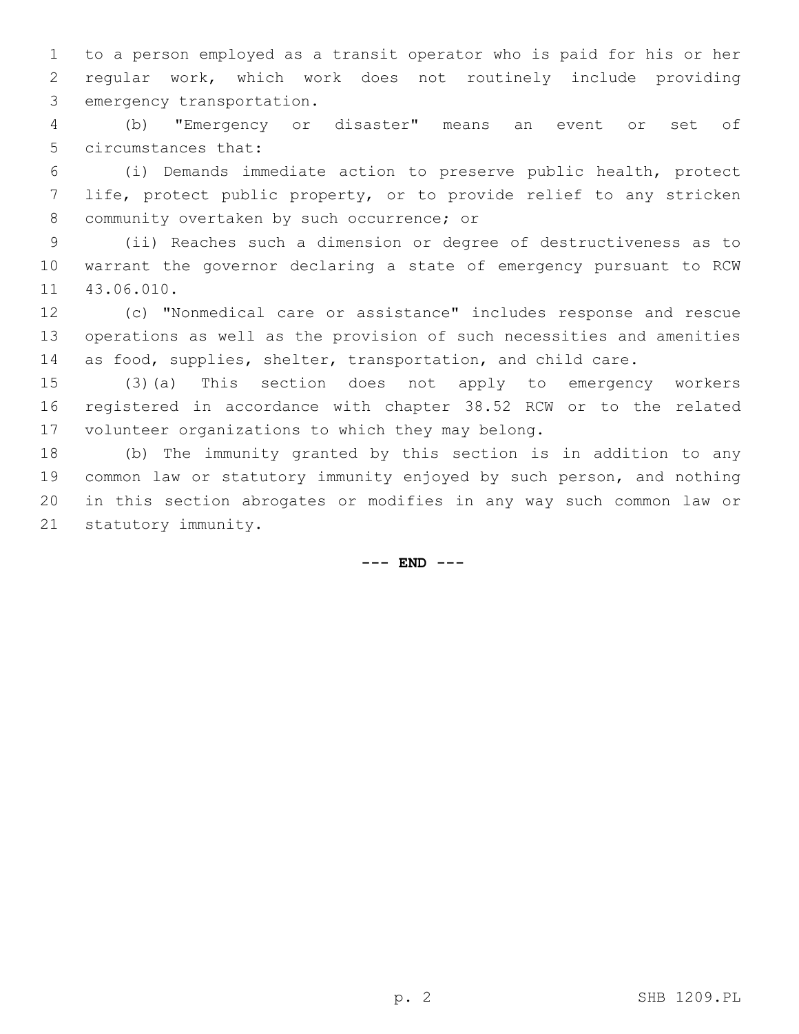to a person employed as a transit operator who is paid for his or her regular work, which work does not routinely include providing emergency transportation.

(b) "Emergency or disaster" means an event or set of circumstances that:

(i) Demands immediate action to preserve public health, protect life, protect public property, or to provide relief to any stricken community overtaken by such occurrence; or

(ii) Reaches such a dimension or degree of destructiveness as to warrant the governor declaring a state of emergency pursuant to RCW 43.06.010.

(c) "Nonmedical care or assistance" includes response and rescue operations as well as the provision of such necessities and amenities as food, supplies, shelter, transportation, and child care.

(3)(a) This section does not apply to emergency workers registered in accordance with chapter 38.52 RCW or to the related volunteer organizations to which they may belong.

(b) The immunity granted by this section is in addition to any common law or statutory immunity enjoyed by such person, and nothing in this section abrogates or modifies in any way such common law or statutory immunity.

**--- END ---**